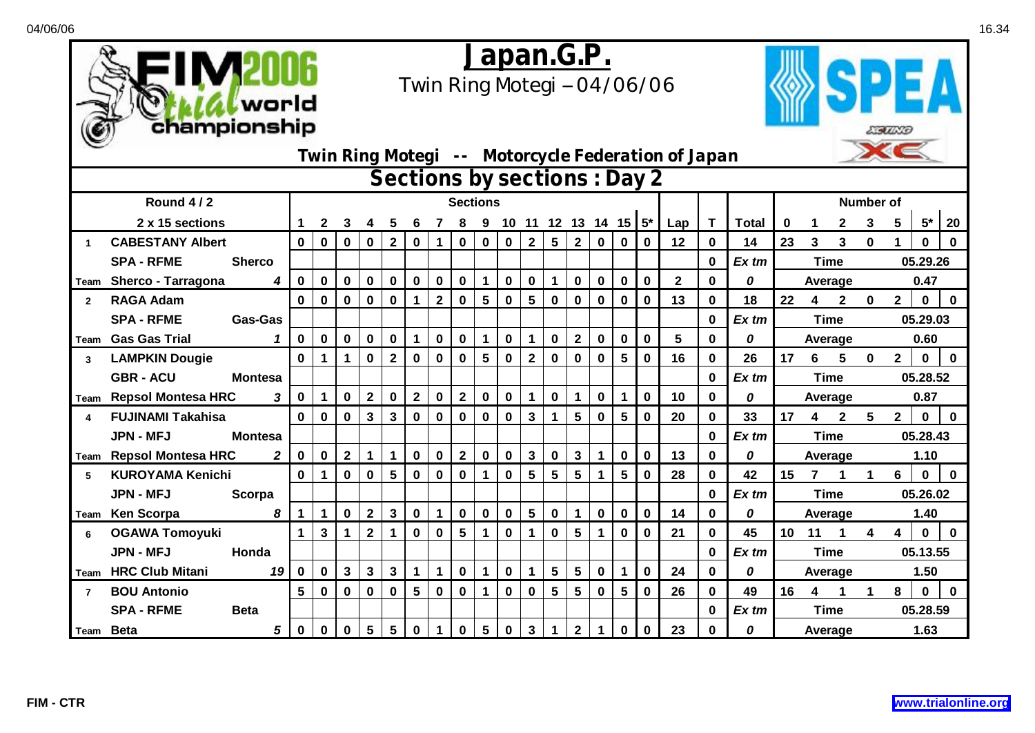# Japan.G.P.

Twin Ring Motegi – 04/06/06

**Twin Ring Motegi -- Motorcycle Federation of Japan**

## Sections by sections : Day 2

| | Round 4 / 2 | | Sections | | | | | | | | | | | | | | | | | | | Number of | | | | | | |
|---|---|---|---|---|---|---|---|---|---|---|---|---|---|---|---|---|---|---|---|---|---|---|---|---|---|---|---|---|
| | 2 x 15 sections | | 1 | 2 | 3 | 4 | 5 | 6 | 7 | 8 | 9 | 10 | 11 | 12 | 13 | 14 | 15 | 5* | Lap | T | Total | 0 | 1 | 2 | 3 | 5 | 5* | 20 |
| 1 | CABESTANY Albert | | 0 | 0 | 0 | 0 | 2 | 0 | 1 | 0 | 0 | 0 | 2 | 5 | 2 | 0 | 0 | 0 | 12 | 0 | 14 | 23 | 3 | 3 | 0 | 1 | 0 | 0 |
| | SPA - RFME | Sherco | | | | | | | | | | | | | | | | | | 0 | *Ex tm* | Time | | | | | 05.29.26 | |
| Team | Sherco - Tarragona | *4* | 0 | 0 | 0 | 0 | 0 | 0 | 0 | 0 | 1 | 0 | 0 | 1 | 0 | 0 | 0 | 0 | 2 | 0 | *0* | Average | | | | | 0.47 | |
| 2 | RAGA Adam | | 0 | 0 | 0 | 0 | 0 | 1 | 2 | 0 | 5 | 0 | 5 | 0 | 0 | 0 | 0 | 0 | 13 | 0 | 18 | 22 | 4 | 2 | 0 | 2 | 0 | 0 |
| | SPA - RFME | Gas-Gas | | | | | | | | | | | | | | | | | | 0 | *Ex tm* | Time | | | | | 05.29.03 | |
| Team | Gas Gas Trial | *1* | 0 | 0 | 0 | 0 | 0 | 1 | 0 | 0 | 1 | 0 | 1 | 0 | 2 | 0 | 0 | 0 | 5 | 0 | *0* | Average | | | | | 0.60 | |
| 3 | LAMPKIN Dougie | | 0 | 1 | 1 | 0 | 2 | 0 | 0 | 0 | 5 | 0 | 2 | 0 | 0 | 0 | 5 | 0 | 16 | 0 | 26 | 17 | 6 | 5 | 0 | 2 | 0 | 0 |
| | GBR - ACU | Montesa | | | | | | | | | | | | | | | | | | 0 | *Ex tm* | Time | | | | | 05.28.52 | |
| Team | Repsol Montesa HRC | *3* | 0 | 1 | 0 | 2 | 0 | 2 | 0 | 2 | 0 | 0 | 1 | 0 | 1 | 0 | 1 | 0 | 10 | 0 | *0* | Average | | | | | 0.87 | |
| 4 | FUJINAMI Takahisa | | 0 | 0 | 0 | 3 | 3 | 0 | 0 | 0 | 0 | 0 | 3 | 1 | 5 | 0 | 5 | 0 | 20 | 0 | 33 | 17 | 4 | 2 | 5 | 2 | 0 | 0 |
| | JPN - MFJ | Montesa | | | | | | | | | | | | | | | | | | 0 | *Ex tm* | Time | | | | | 05.28.43 | |
| Team | Repsol Montesa HRC | *2* | 0 | 0 | 2 | 1 | 1 | 0 | 0 | 2 | 0 | 0 | 3 | 0 | 3 | 1 | 0 | 0 | 13 | 0 | *0* | Average | | | | | 1.10 | |
| 5 | KUROYAMA Kenichi | | 0 | 1 | 0 | 0 | 5 | 0 | 0 | 0 | 1 | 0 | 5 | 5 | 5 | 1 | 5 | 0 | 28 | 0 | 42 | 15 | 7 | 1 | 1 | 6 | 0 | 0 |
| | JPN - MFJ | Scorpa | | | | | | | | | | | | | | | | | | 0 | *Ex tm* | Time | | | | | 05.26.02 | |
| Team | Ken Scorpa | *8* | 1 | 1 | 0 | 2 | 3 | 0 | 1 | 0 | 0 | 0 | 5 | 0 | 1 | 0 | 0 | 0 | 14 | 0 | *0* | Average | | | | | 1.40 | |
| 6 | OGAWA Tomoyuki | | 1 | 3 | 1 | 2 | 1 | 0 | 0 | 5 | 1 | 0 | 1 | 0 | 5 | 1 | 0 | 0 | 21 | 0 | 45 | 10 | 11 | 1 | 4 | 4 | 0 | 0 |
| | JPN - MFJ | Honda | | | | | | | | | | | | | | | | | | 0 | *Ex tm* | Time | | | | | 05.13.55 | |
| Team | HRC Club Mitani | *19* | 0 | 0 | 3 | 3 | 3 | 1 | 1 | 0 | 1 | 0 | 1 | 5 | 5 | 0 | 1 | 0 | 24 | 0 | *0* | Average | | | | | 1.50 | |
| 7 | BOU Antonio | | 5 | 0 | 0 | 0 | 0 | 5 | 0 | 0 | 1 | 0 | 0 | 5 | 5 | 0 | 5 | 0 | 26 | 0 | 49 | 16 | 4 | 1 | 1 | 8 | 0 | 0 |
| | SPA - RFME | Beta | | | | | | | | | | | | | | | | | | 0 | *Ex tm* | Time | | | | | 05.28.59 | |
| Team | Beta | *5* | 0 | 0 | 0 | 5 | 5 | 0 | 1 | 0 | 5 | 0 | 3 | 1 | 2 | 1 | 0 | 0 | 23 | 0 | *0* | Average | | | | | 1.63 | |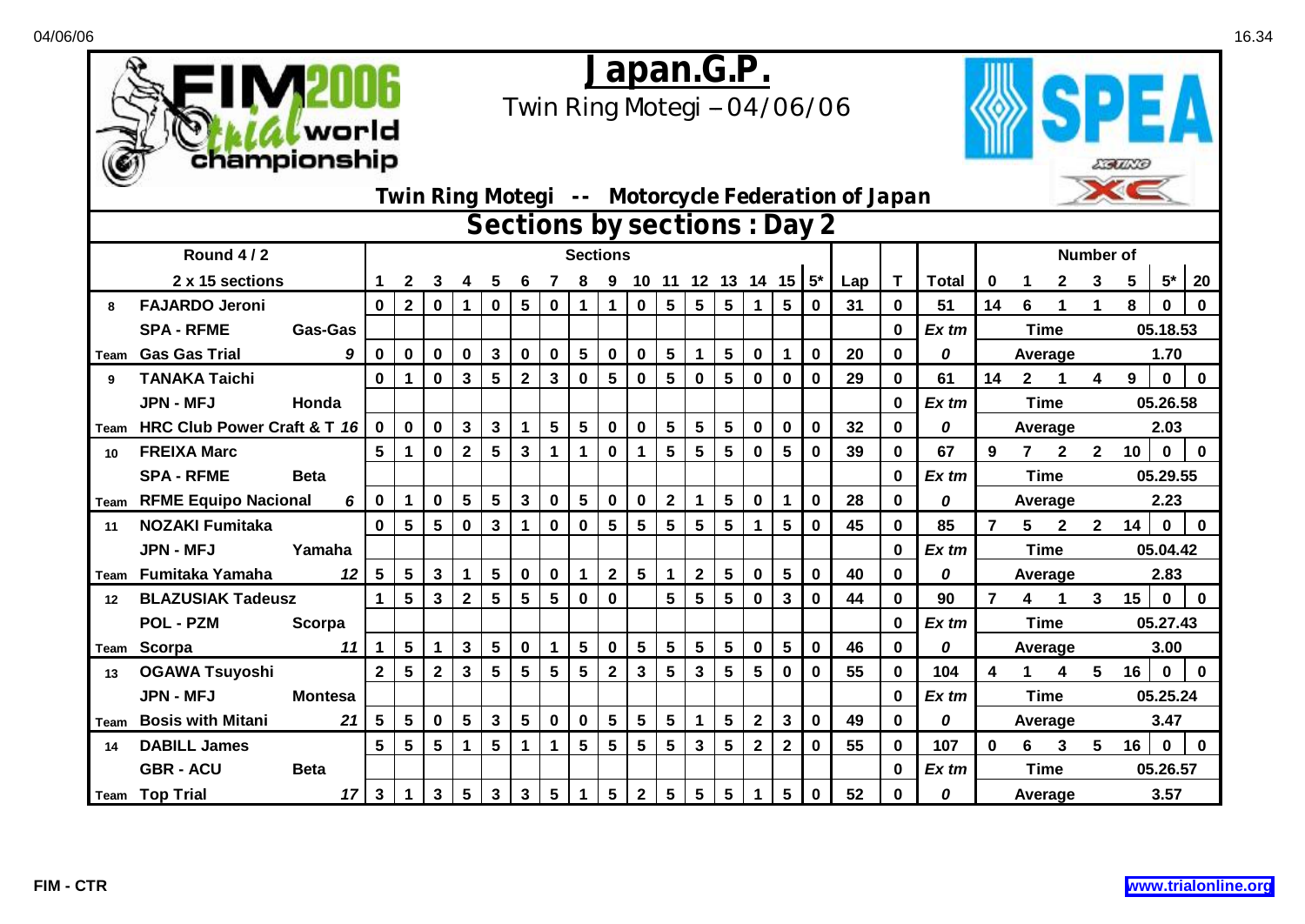# Japan.G.P.

Twin Ring Motegi – 04/06/06

FIM 2006 trial world championship

SPEA

**Twin Ring Motegi -- Motorcycle Federation of Japan**

## Sections by sections : Day 2

| | Round 4 / 2 | | Sections | | | | | | | | | | | | | | | | | | | Number of | | | | | | |
|---|---|---|---|---|---|---|---|---|---|---|---|---|---|---|---|---|---|---|---|---|---|---|---|---|---|---|---|---|
| | 2 x 15 sections | | 1 | 2 | 3 | 4 | 5 | 6 | 7 | 8 | 9 | 10 | 11 | 12 | 13 | 14 | 15 | 5* | Lap | T | Total | 0 | 1 | 2 | 3 | 5 | 5* | 20 |
| 8 | FAJARDO Jeroni | | 0 | 2 | 0 | 1 | 0 | 5 | 0 | 1 | 1 | 0 | 5 | 5 | 5 | 1 | 5 | 0 | 31 | 0 | 51 | 14 | 6 | 1 | 1 | 8 | 0 | 0 |
| | SPA - RFME | Gas-Gas | | | | | | | | | | | | | | | | | | 0 | *Ex tm* | | Time | | | | 05.18.53 | |
| Team | Gas Gas Trial | 9 | 0 | 0 | 0 | 0 | 3 | 0 | 0 | 5 | 0 | 0 | 5 | 1 | 5 | 0 | 1 | 0 | 20 | 0 | *0* | | Average | | | | 1.70 | |
| 9 | TANAKA Taichi | | 0 | 1 | 0 | 3 | 5 | 2 | 3 | 0 | 5 | 0 | 5 | 0 | 5 | 0 | 0 | 0 | 29 | 0 | 61 | 14 | 2 | 1 | 4 | 9 | 0 | 0 |
| | JPN - MFJ | Honda | | | | | | | | | | | | | | | | | | 0 | *Ex tm* | | Time | | | | 05.26.58 | |
| Team | HRC Club Power Craft & T | 16 | 0 | 0 | 0 | 3 | 3 | 1 | 5 | 5 | 0 | 0 | 5 | 5 | 5 | 0 | 0 | 0 | 32 | 0 | *0* | | Average | | | | 2.03 | |
| 10 | FREIXA Marc | | 5 | 1 | 0 | 2 | 5 | 3 | 1 | 1 | 0 | 1 | 5 | 5 | 5 | 0 | 5 | 0 | 39 | 0 | 67 | 9 | 7 | 2 | 2 | 10 | 0 | 0 |
| | SPA - RFME | Beta | | | | | | | | | | | | | | | | | | 0 | *Ex tm* | | Time | | | | 05.29.55 | |
| Team | RFME Equipo Nacional | 6 | 0 | 1 | 0 | 5 | 5 | 3 | 0 | 5 | 0 | 0 | 2 | 1 | 5 | 0 | 1 | 0 | 28 | 0 | *0* | | Average | | | | 2.23 | |
| 11 | NOZAKI Fumitaka | | 0 | 5 | 5 | 0 | 3 | 1 | 0 | 0 | 5 | 5 | 5 | 5 | 5 | 1 | 5 | 0 | 45 | 0 | 85 | 7 | 5 | 2 | 2 | 14 | 0 | 0 |
| | JPN - MFJ | Yamaha | | | | | | | | | | | | | | | | | | 0 | *Ex tm* | | Time | | | | 05.04.42 | |
| Team | Fumitaka Yamaha | 12 | 5 | 5 | 3 | 1 | 5 | 0 | 0 | 1 | 2 | 5 | 1 | 2 | 5 | 0 | 5 | 0 | 40 | 0 | *0* | | Average | | | | 2.83 | |
| 12 | BLAZUSIAK Tadeusz | | 1 | 5 | 3 | 2 | 5 | 5 | 5 | 0 | 0 | | 5 | 5 | 5 | 0 | 3 | 0 | 44 | 0 | 90 | 7 | 4 | 1 | 3 | 15 | 0 | 0 |
| | POL - PZM | Scorpa | | | | | | | | | | | | | | | | | | 0 | *Ex tm* | | Time | | | | 05.27.43 | |
| Team | Scorpa | 11 | 1 | 5 | 1 | 3 | 5 | 0 | 1 | 5 | 0 | 5 | 5 | 5 | 5 | 0 | 5 | 0 | 46 | 0 | *0* | | Average | | | | 3.00 | |
| 13 | OGAWA Tsuyoshi | | 2 | 5 | 2 | 3 | 5 | 5 | 5 | 5 | 2 | 3 | 5 | 3 | 5 | 5 | 0 | 0 | 55 | 0 | 104 | 4 | 1 | 4 | 5 | 16 | 0 | 0 |
| | JPN - MFJ | Montesa | | | | | | | | | | | | | | | | | | 0 | *Ex tm* | | Time | | | | 05.25.24 | |
| Team | Bosis with Mitani | 21 | 5 | 5 | 0 | 5 | 3 | 5 | 0 | 0 | 5 | 5 | 5 | 1 | 5 | 2 | 3 | 0 | 49 | 0 | *0* | | Average | | | | 3.47 | |
| 14 | DABILL James | | 5 | 5 | 5 | 1 | 5 | 1 | 1 | 5 | 5 | 5 | 5 | 3 | 5 | 2 | 2 | 0 | 55 | 0 | 107 | 0 | 6 | 3 | 5 | 16 | 0 | 0 |
| | GBR - ACU | Beta | | | | | | | | | | | | | | | | | | 0 | *Ex tm* | | Time | | | | 05.26.57 | |
| Team | Top Trial | 17 | 3 | 1 | 3 | 5 | 3 | 3 | 5 | 1 | 5 | 2 | 5 | 5 | 5 | 1 | 5 | 0 | 52 | 0 | *0* | | Average | | | | 3.57 | |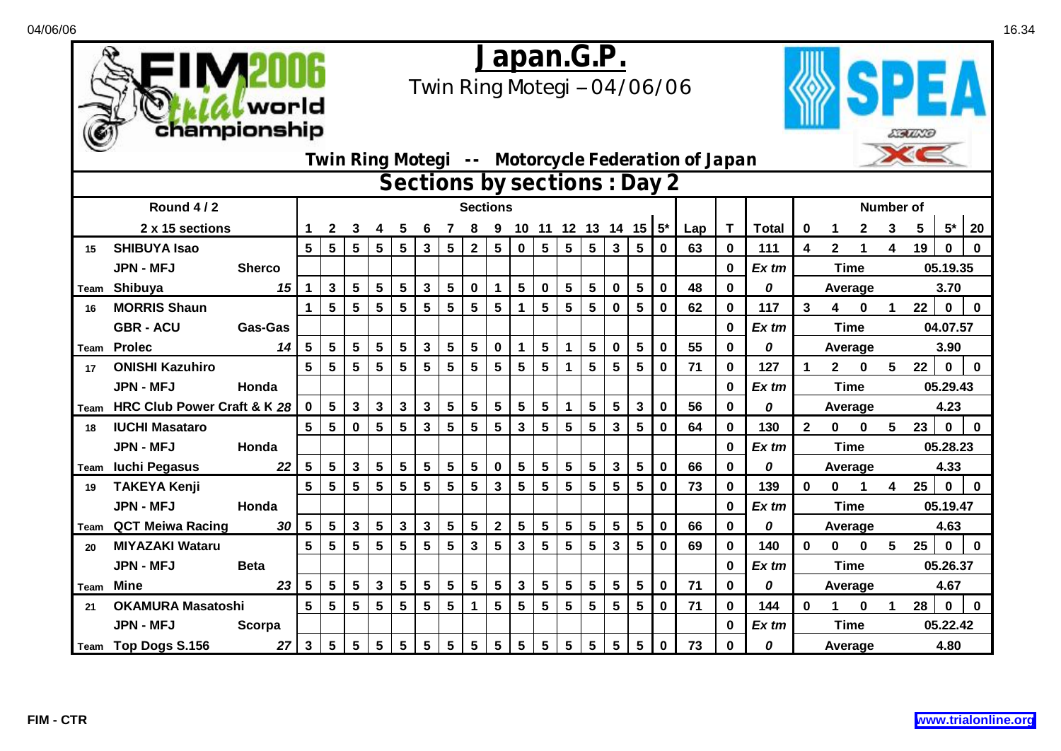# Japan.G.P.

Twin Ring Motegi – 04/06/06

**Twin Ring Motegi -- Motorcycle Federation of Japan**

## Sections by sections : Day 2

| | Round 4 / 2 | | Sections | | | | | | | | | | | | | | | | | | | Number of | | | | | | |
|---|---|---|---|---|---|---|---|---|---|---|---|---|---|---|---|---|---|---|---|---|---|---|---|---|---|---|---|---|
| | 2 x 15 sections | | 1 | 2 | 3 | 4 | 5 | 6 | 7 | 8 | 9 | 10 | 11 | 12 | 13 | 14 | 15 | 5* | Lap | T | Total | 0 | 1 | 2 | 3 | 5 | 5* | 20 |
| 15 | **SHIBUYA Isao** | | 5 | 5 | 5 | 5 | 5 | 3 | 5 | 2 | 5 | 0 | 5 | 5 | 5 | 3 | 5 | 0 | 63 | 0 | 111 | 4 | 2 | 1 | 4 | 19 | 0 | 0 |
| | JPN - MFJ | Sherco | | | | | | | | | | | | | | | | | | 0 | *Ex tm* | | Time | | | | 05.19.35 | |
| Team | Shibuya | 15 | 1 | 3 | 5 | 5 | 5 | 3 | 5 | 0 | 1 | 5 | 0 | 5 | 5 | 0 | 5 | 0 | 48 | 0 | *0* | | Average | | | | 3.70 | |
| 16 | **MORRIS Shaun** | | 1 | 5 | 5 | 5 | 5 | 5 | 5 | 5 | 5 | 1 | 5 | 5 | 5 | 0 | 5 | 0 | 62 | 0 | 117 | 3 | 4 | 0 | 1 | 22 | 0 | 0 |
| | GBR - ACU | Gas-Gas | | | | | | | | | | | | | | | | | | 0 | *Ex tm* | | Time | | | | 04.07.57 | |
| Team | Prolec | 14 | 5 | 5 | 5 | 5 | 5 | 3 | 5 | 5 | 0 | 1 | 5 | 1 | 5 | 0 | 5 | 0 | 55 | 0 | *0* | | Average | | | | 3.90 | |
| 17 | **ONISHI Kazuhiro** | | 5 | 5 | 5 | 5 | 5 | 5 | 5 | 5 | 5 | 5 | 5 | 1 | 5 | 5 | 5 | 0 | 71 | 0 | 127 | 1 | 2 | 0 | 5 | 22 | 0 | 0 |
| | JPN - MFJ | Honda | | | | | | | | | | | | | | | | | | 0 | *Ex tm* | | Time | | | | 05.29.43 | |
| Team | HRC Club Power Craft & K | 28 | 0 | 5 | 3 | 3 | 3 | 3 | 5 | 5 | 5 | 5 | 5 | 1 | 5 | 5 | 3 | 0 | 56 | 0 | *0* | | Average | | | | 4.23 | |
| 18 | **IUCHI Masataro** | | 5 | 5 | 0 | 5 | 5 | 3 | 5 | 5 | 5 | 3 | 5 | 5 | 5 | 3 | 5 | 0 | 64 | 0 | 130 | 2 | 0 | 0 | 5 | 23 | 0 | 0 |
| | JPN - MFJ | Honda | | | | | | | | | | | | | | | | | | 0 | *Ex tm* | | Time | | | | 05.28.23 | |
| Team | Iuchi Pegasus | 22 | 5 | 5 | 3 | 5 | 5 | 5 | 5 | 5 | 0 | 5 | 5 | 5 | 5 | 3 | 5 | 0 | 66 | 0 | *0* | | Average | | | | 4.33 | |
| 19 | **TAKEYA Kenji** | | 5 | 5 | 5 | 5 | 5 | 5 | 5 | 5 | 3 | 5 | 5 | 5 | 5 | 5 | 5 | 0 | 73 | 0 | 139 | 0 | 0 | 1 | 4 | 25 | 0 | 0 |
| | JPN - MFJ | Honda | | | | | | | | | | | | | | | | | | 0 | *Ex tm* | | Time | | | | 05.19.47 | |
| Team | QCT Meiwa Racing | 30 | 5 | 5 | 3 | 5 | 3 | 3 | 5 | 5 | 2 | 5 | 5 | 5 | 5 | 5 | 5 | 0 | 66 | 0 | *0* | | Average | | | | 4.63 | |
| 20 | **MIYAZAKI Wataru** | | 5 | 5 | 5 | 5 | 5 | 5 | 5 | 3 | 5 | 3 | 5 | 5 | 5 | 3 | 5 | 0 | 69 | 0 | 140 | 0 | 0 | 0 | 5 | 25 | 0 | 0 |
| | JPN - MFJ | Beta | | | | | | | | | | | | | | | | | | 0 | *Ex tm* | | Time | | | | 05.26.37 | |
| Team | Mine | 23 | 5 | 5 | 5 | 3 | 5 | 5 | 5 | 5 | 5 | 3 | 5 | 5 | 5 | 5 | 5 | 0 | 71 | 0 | *0* | | Average | | | | 4.67 | |
| 21 | **OKAMURA Masatoshi** | | 5 | 5 | 5 | 5 | 5 | 5 | 5 | 1 | 5 | 5 | 5 | 5 | 5 | 5 | 5 | 0 | 71 | 0 | 144 | 0 | 1 | 0 | 1 | 28 | 0 | 0 |
| | JPN - MFJ | Scorpa | | | | | | | | | | | | | | | | | | 0 | *Ex tm* | | Time | | | | 05.22.42 | |
| Team | Top Dogs S.156 | 27 | 3 | 5 | 5 | 5 | 5 | 5 | 5 | 5 | 5 | 5 | 5 | 5 | 5 | 5 | 5 | 0 | 73 | 0 | *0* | | Average | | | | 4.80 | |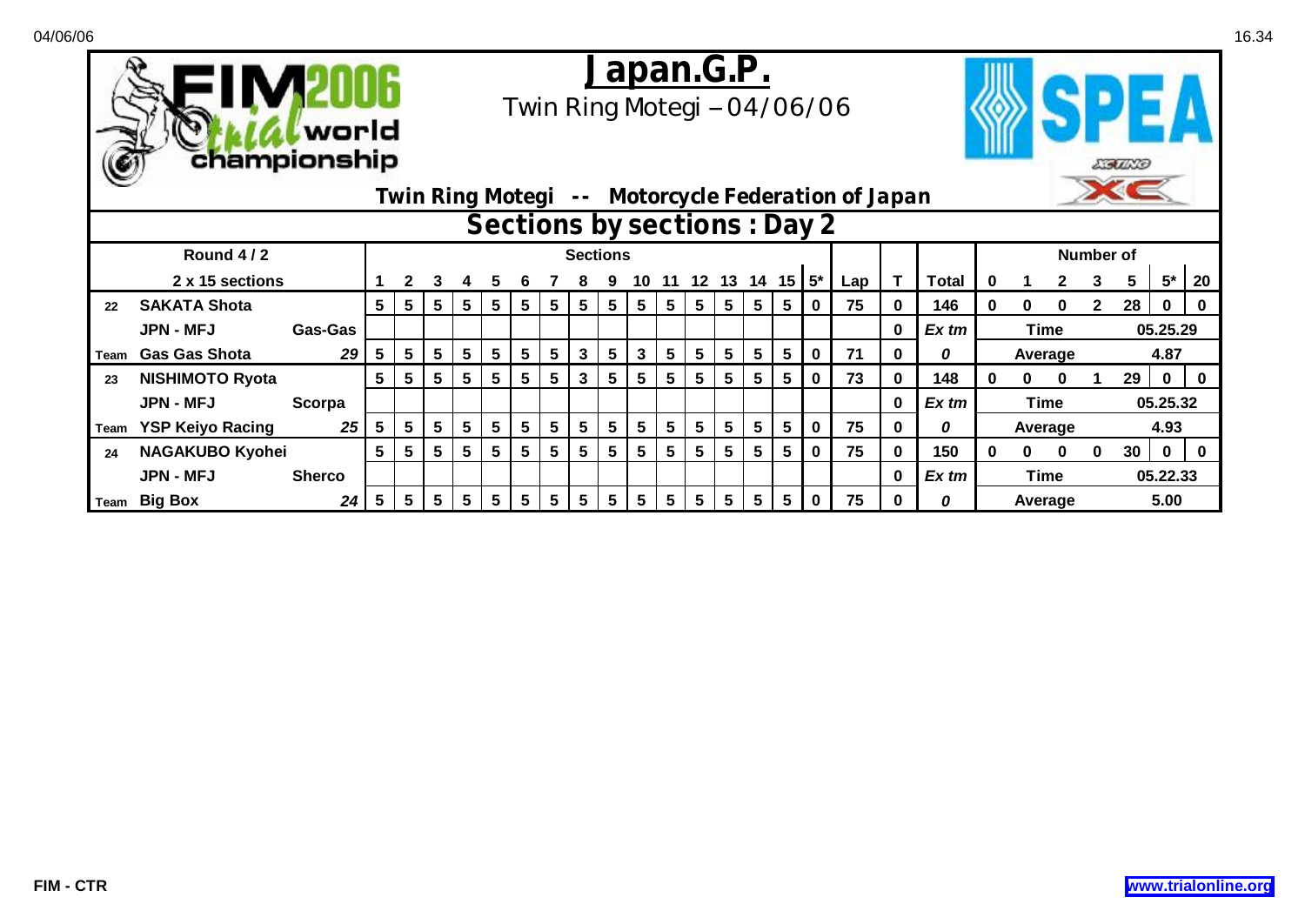# Japan.G.P.

Twin Ring Motegi – 04/06/06

FIM 2006 trial world championship

**Twin Ring Motegi -- Motorcycle Federation of Japan**

## Sections by sections : Day 2

| Round 4 / 2 | | | 1 | 2 | 3 | 4 | 5 | 6 | 7 | 8 | 9 | 10 | 11 | 12 | 13 | 14 | 15 | 5* | Lap | T | Total | 0 | 1 | 2 | 3 | 5 | 5* | 20 |
|---|---|---|---|---|---|---|---|---|---|---|---|---|---|---|---|---|---|---|---|---|---|---|---|---|---|---|---|---|
| | 2 x 15 sections | | | | | | | | Sections | | | | | | | | | | | | | Number of | | | | | | |
| 22 | SAKATA Shota | | 5 | 5 | 5 | 5 | 5 | 5 | 5 | 5 | 5 | 5 | 5 | 5 | 5 | 5 | 5 | 0 | 75 | 0 | 146 | 0 | 0 | 0 | 2 | 28 | 0 | 0 |
| | JPN - MFJ | Gas-Gas | | | | | | | | | | | | | | | | | | 0 | *Ex tm* | Time | | | | 05.25.29 | | |
| Team | Gas Gas Shota | *29* | 5 | 5 | 5 | 5 | 5 | 5 | 5 | 3 | 5 | 3 | 5 | 5 | 5 | 5 | 5 | 0 | 71 | 0 | *0* | Average | | | | 4.87 | | |
| 23 | NISHIMOTO Ryota | | 5 | 5 | 5 | 5 | 5 | 5 | 5 | 3 | 5 | 5 | 5 | 5 | 5 | 5 | 5 | 0 | 73 | 0 | 148 | 0 | 0 | 0 | 1 | 29 | 0 | 0 |
| | JPN - MFJ | Scorpa | | | | | | | | | | | | | | | | | | 0 | *Ex tm* | Time | | | | 05.25.32 | | |
| Team | YSP Keiyo Racing | *25* | 5 | 5 | 5 | 5 | 5 | 5 | 5 | 5 | 5 | 5 | 5 | 5 | 5 | 5 | 5 | 0 | 75 | 0 | *0* | Average | | | | 4.93 | | |
| 24 | NAGAKUBO Kyohei | | 5 | 5 | 5 | 5 | 5 | 5 | 5 | 5 | 5 | 5 | 5 | 5 | 5 | 5 | 5 | 0 | 75 | 0 | 150 | 0 | 0 | 0 | 0 | 30 | 0 | 0 |
| | JPN - MFJ | Sherco | | | | | | | | | | | | | | | | | | 0 | *Ex tm* | Time | | | | 05.22.33 | | |
| Team | Big Box | *24* | 5 | 5 | 5 | 5 | 5 | 5 | 5 | 5 | 5 | 5 | 5 | 5 | 5 | 5 | 5 | 0 | 75 | 0 | *0* | Average | | | | 5.00 | | |